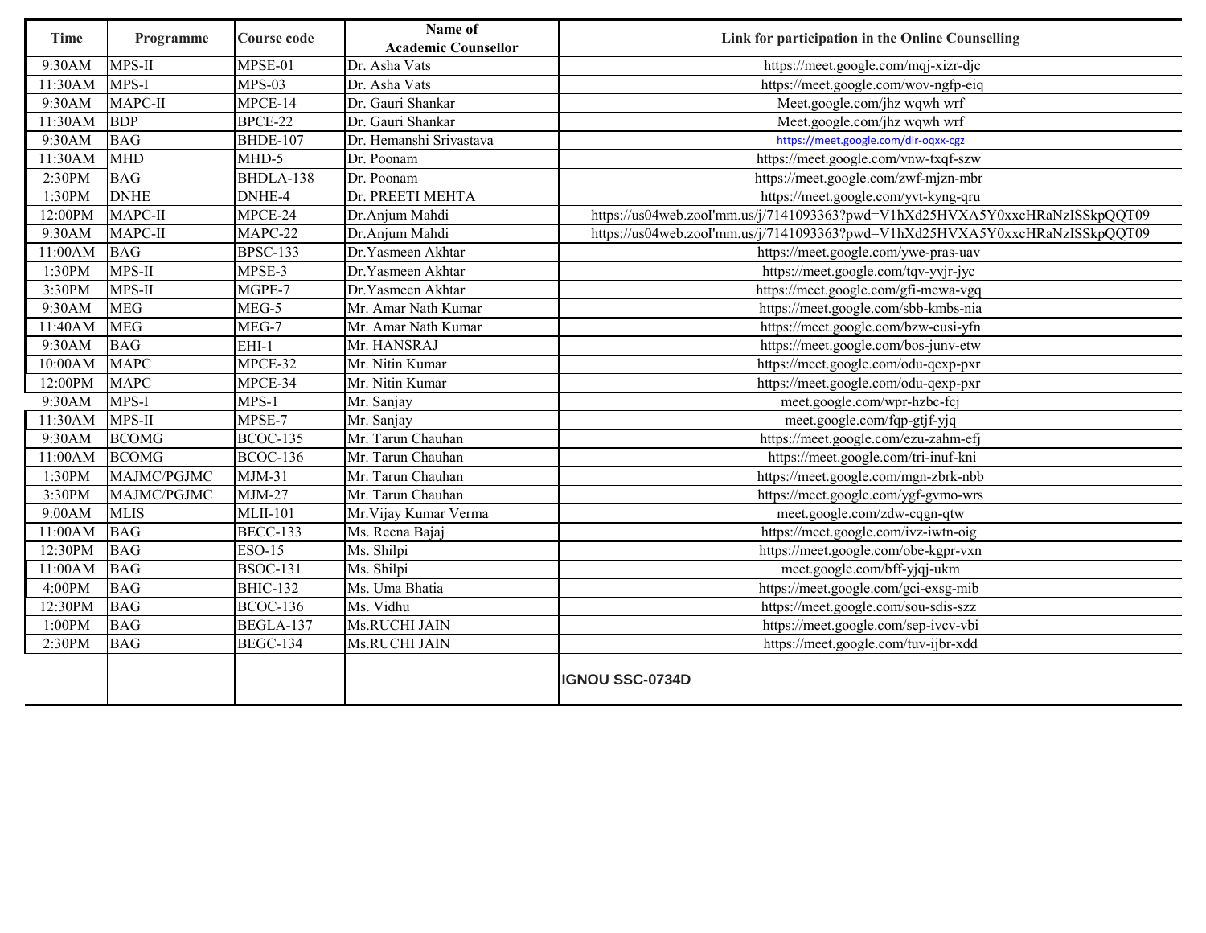| Time | Programme | Course code | Name of Academic Counsellor | Link for participation in the Online Counselling |
|---|---|---|---|---|
| 9:30AM | MPS-II | MPSE-01 | Dr. Asha Vats | https://meet.google.com/mqj-xizr-djc |
| 11:30AM | MPS-I | MPS-03 | Dr. Asha Vats | https://meet.google.com/wov-ngfp-eiq |
| 9:30AM | MAPC-II | MPCE-14 | Dr. Gauri Shankar | Meet.google.com/jhz wqwh wrf |
| 11:30AM | BDP | BPCE-22 | Dr. Gauri Shankar | Meet.google.com/jhz wqwh wrf |
| 9:30AM | BAG | BHDE-107 | Dr. Hemanshi Srivastava | https://meet.google.com/dir-oqxx-cgz |
| 11:30AM | MHD | MHD-5 | Dr. Poonam | https://meet.google.com/vnw-txqf-szw |
| 2:30PM | BAG | BHDLA-138 | Dr. Poonam | https://meet.google.com/zwf-mjzn-mbr |
| 1:30PM | DNHE | DNHE-4 | Dr. PREETI MEHTA | https://meet.google.com/yvt-kyng-qru |
| 12:00PM | MAPC-II | MPCE-24 | Dr.Anjum Mahdi | https://us04web.zooI'mm.us/j/7141093363?pwd=V1hXd25HVXA5Y0xxcHRaNzISSkpQQT09 |
| 9:30AM | MAPC-II | MAPC-22 | Dr.Anjum Mahdi | https://us04web.zooI'mm.us/j/7141093363?pwd=V1hXd25HVXA5Y0xxcHRaNzISSkpQQT09 |
| 11:00AM | BAG | BPSC-133 | Dr.Yasmeen Akhtar | https://meet.google.com/ywe-pras-uav |
| 1:30PM | MPS-II | MPSE-3 | Dr.Yasmeen Akhtar | https://meet.google.com/tqv-yvjr-jyc |
| 3:30PM | MPS-II | MGPE-7 | Dr.Yasmeen Akhtar | https://meet.google.com/gfi-mewa-vgq |
| 9:30AM | MEG | MEG-5 | Mr. Amar Nath Kumar | https://meet.google.com/sbb-kmbs-nia |
| 11:40AM | MEG | MEG-7 | Mr. Amar Nath Kumar | https://meet.google.com/bzw-cusi-yfn |
| 9:30AM | BAG | EHI-1 | Mr. HANSRAJ | https://meet.google.com/bos-junv-etw |
| 10:00AM | MAPC | MPCE-32 | Mr. Nitin Kumar | https://meet.google.com/odu-qexp-pxr |
| 12:00PM | MAPC | MPCE-34 | Mr. Nitin Kumar | https://meet.google.com/odu-qexp-pxr |
| 9:30AM | MPS-I | MPS-1 | Mr. Sanjay | meet.google.com/wpr-hzbc-fcj |
| 11:30AM | MPS-II | MPSE-7 | Mr. Sanjay | meet.google.com/fqp-gtjf-yjq |
| 9:30AM | BCOMG | BCOC-135 | Mr. Tarun Chauhan | https://meet.google.com/ezu-zahm-efj |
| 11:00AM | BCOMG | BCOC-136 | Mr. Tarun Chauhan | https://meet.google.com/tri-inuf-kni |
| 1:30PM | MAJMC/PGJMC | MJM-31 | Mr. Tarun Chauhan | https://meet.google.com/mgn-zbrk-nbb |
| 3:30PM | MAJMC/PGJMC | MJM-27 | Mr. Tarun Chauhan | https://meet.google.com/ygf-gvmo-wrs |
| 9:00AM | MLIS | MLII-101 | Mr.Vijay Kumar Verma | meet.google.com/zdw-cqgn-qtw |
| 11:00AM | BAG | BECC-133 | Ms. Reena Bajaj | https://meet.google.com/ivz-iwtn-oig |
| 12:30PM | BAG | ESO-15 | Ms. Shilpi | https://meet.google.com/obe-kgpr-vxn |
| 11:00AM | BAG | BSOC-131 | Ms. Shilpi | meet.google.com/bff-yjqj-ukm |
| 4:00PM | BAG | BHIC-132 | Ms. Uma Bhatia | https://meet.google.com/gci-exsg-mib |
| 12:30PM | BAG | BCOC-136 | Ms. Vidhu | https://meet.google.com/sou-sdis-szz |
| 1:00PM | BAG | BEGLA-137 | Ms.RUCHI JAIN | https://meet.google.com/sep-ivcv-vbi |
| 2:30PM | BAG | BEGC-134 | Ms.RUCHI JAIN | https://meet.google.com/tuv-ijbr-xdd |
| | | | | **IGNOU SSC-0734D** |